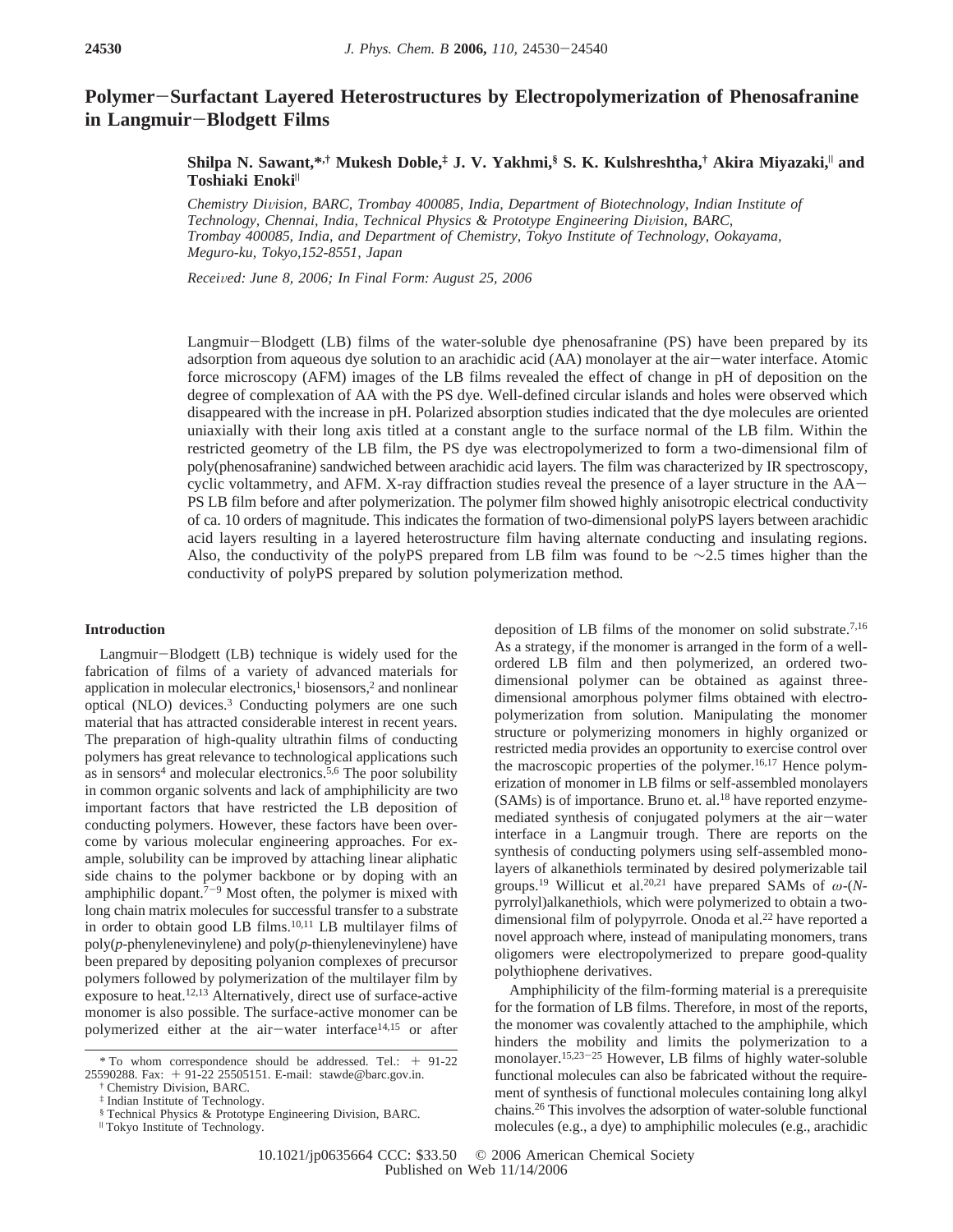# Polymer−Surfactant Layered Heterostructures by Electropolymerization of Phenosafranine in Langmuir−Blodgett Films

**Shilpa N. Sawant,\*,† Mukesh Doble,‡ J. V. Yakhmi,§ S. K. Kulshreshtha,† Akira Miyazaki,‖ and Toshiaki Enoki‖**

*Chemistry Division, BARC, Trombay 400085, India, Department of Biotechnology, Indian Institute of Technology, Chennai, India, Technical Physics & Prototype Engineering Division, BARC, Trombay 400085, India, and Department of Chemistry, Tokyo Institute of Technology, Ookayama, Meguro-ku, Tokyo,152-8551, Japan*

*Received: June 8, 2006; In Final Form: August 25, 2006*

Langmuir−Blodgett (LB) films of the water-soluble dye phenosafranine (PS) have been prepared by its adsorption from aqueous dye solution to an arachidic acid (AA) monolayer at the air−water interface. Atomic force microscopy (AFM) images of the LB films revealed the effect of change in pH of deposition on the degree of complexation of AA with the PS dye. Well-defined circular islands and holes were observed which disappeared with the increase in pH. Polarized absorption studies indicated that the dye molecules are oriented uniaxially with their long axis titled at a constant angle to the surface normal of the LB film. Within the restricted geometry of the LB film, the PS dye was electropolymerized to form a two-dimensional film of poly(phenosafranine) sandwiched between arachidic acid layers. The film was characterized by IR spectroscopy, cyclic voltammetry, and AFM. X-ray diffraction studies reveal the presence of a layer structure in the AA−PS LB film before and after polymerization. The polymer film showed highly anisotropic electrical conductivity of ca. 10 orders of magnitude. This indicates the formation of two-dimensional polyPS layers between arachidic acid layers resulting in a layered heterostructure film having alternate conducting and insulating regions. Also, the conductivity of the polyPS prepared from LB film was found to be ~2.5 times higher than the conductivity of polyPS prepared by solution polymerization method.

## Introduction

Langmuir−Blodgett (LB) technique is widely used for the fabrication of films of a variety of advanced materials for application in molecular electronics,[1] biosensors,[2] and nonlinear optical (NLO) devices.[3] Conducting polymers are one such material that has attracted considerable interest in recent years. The preparation of high-quality ultrathin films of conducting polymers has great relevance to technological applications such as in sensors[4] and molecular electronics.[5,6] The poor solubility in common organic solvents and lack of amphiphilicity are two important factors that have restricted the LB deposition of conducting polymers. However, these factors have been overcome by various molecular engineering approaches. For example, solubility can be improved by attaching linear aliphatic side chains to the polymer backbone or by doping with an amphiphilic dopant.[7−9] Most often, the polymer is mixed with long chain matrix molecules for successful transfer to a substrate in order to obtain good LB films.[10,11] LB multilayer films of poly(*p*-phenylenevinylene) and poly(*p*-thienylenevinylene) have been prepared by depositing polyanion complexes of precursor polymers followed by polymerization of the multilayer film by exposure to heat.[12,13] Alternatively, direct use of surface-active monomer is also possible. The surface-active monomer can be polymerized either at the air−water interface[14,15] or after deposition of LB films of the monomer on solid substrate.[7,16] As a strategy, if the monomer is arranged in the form of a well-ordered LB film and then polymerized, an ordered two-dimensional polymer can be obtained as against three-dimensional amorphous polymer films obtained with electropolymerization from solution. Manipulating the monomer structure or polymerizing monomers in highly organized or restricted media provides an opportunity to exercise control over the macroscopic properties of the polymer.[16,17] Hence polymerization of monomer in LB films or self-assembled monolayers (SAMs) is of importance. Bruno et. al.[18] have reported enzyme-mediated synthesis of conjugated polymers at the air−water interface in a Langmuir trough. There are reports on the synthesis of conducting polymers using self-assembled monolayers of alkanethiols terminated by desired polymerizable tail groups.[19] Willicut et al.[20,21] have prepared SAMs of ω-(*N*-pyrrolyl)alkanethiols, which were polymerized to obtain a two-dimensional film of polypyrrole. Onoda et al.[22] have reported a novel approach where, instead of manipulating monomers, trans oligomers were electropolymerized to prepare good-quality polythiophene derivatives.

Amphiphilicity of the film-forming material is a prerequisite for the formation of LB films. Therefore, in most of the reports, the monomer was covalently attached to the amphiphile, which hinders the mobility and limits the polymerization to a monolayer.[15,23−25] However, LB films of highly water-soluble functional molecules can also be fabricated without the requirement of synthesis of functional molecules containing long alkyl chains.[26] This involves the adsorption of water-soluble functional molecules (e.g., a dye) to amphiphilic molecules (e.g., arachidic

---

\* To whom correspondence should be addressed. Tel.: + 91-22 25590288. Fax: + 91-22 25505151. E-mail: stawde@barc.gov.in.

† Chemistry Division, BARC.

‡ Indian Institute of Technology.

§ Technical Physics & Prototype Engineering Division, BARC.

‖ Tokyo Institute of Technology.

10.1021/jp0635664 CCC: $33.50 © 2006 American Chemical Society
Published on Web 11/14/2006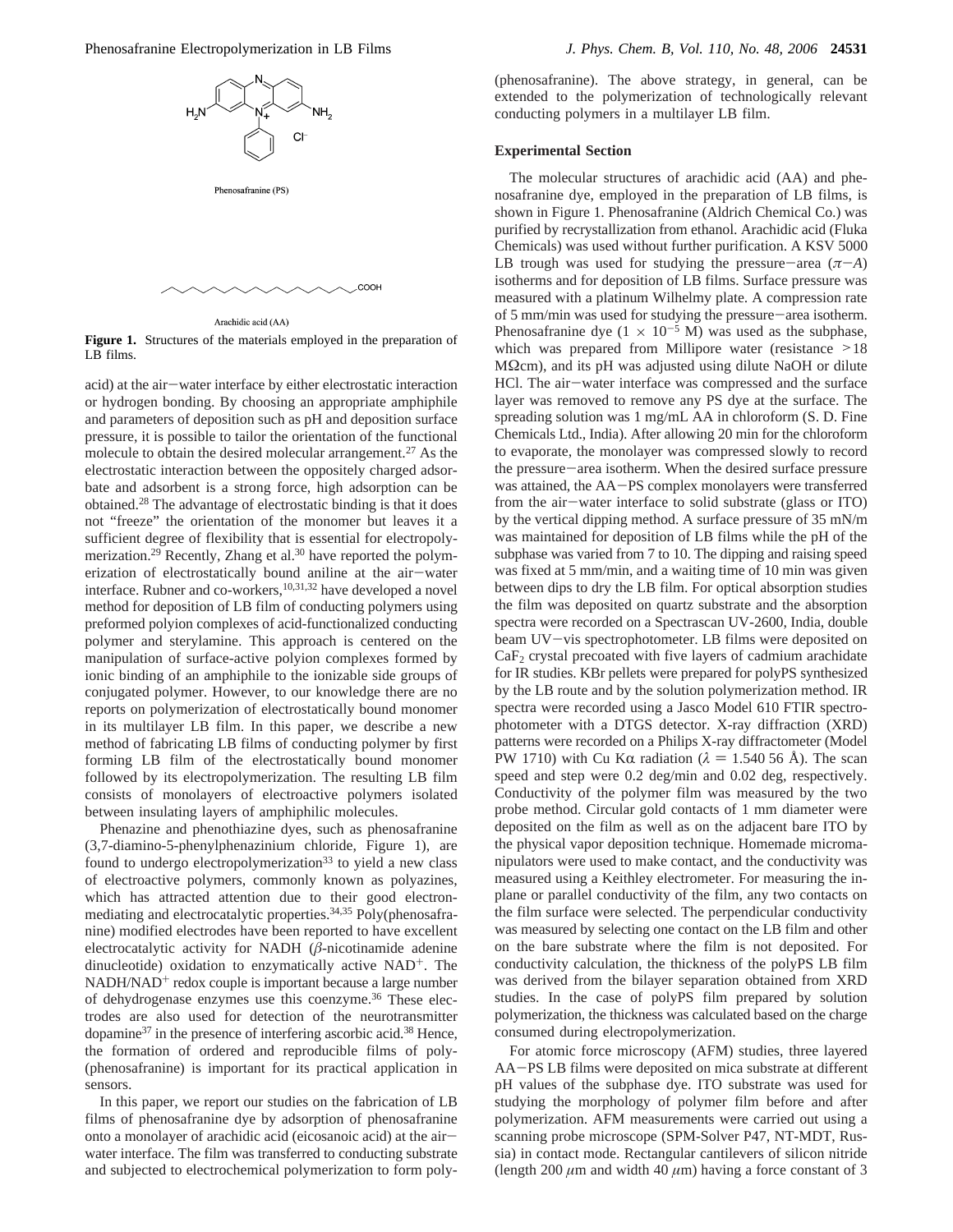Phenosafranine (PS)

Arachidic acid (AA)

**Figure 1.** Structures of the materials employed in the preparation of LB films.

acid) at the air–water interface by either electrostatic interaction or hydrogen bonding. By choosing an appropriate amphiphile and parameters of deposition such as pH and deposition surface pressure, it is possible to tailor the orientation of the functional molecule to obtain the desired molecular arrangement.[27] As the electrostatic interaction between the oppositely charged adsorbate and adsorbent is a strong force, high adsorption can be obtained.[28] The advantage of electrostatic binding is that it does not "freeze" the orientation of the monomer but leaves it a sufficient degree of flexibility that is essential for electropolymerization.[29] Recently, Zhang et al.[30] have reported the polymerization of electrostatically bound aniline at the air–water interface. Rubner and co-workers,[10,31,32] have developed a novel method for deposition of LB film of conducting polymers using preformed polyion complexes of acid-functionalized conducting polymer and sterylamine. This approach is centered on the manipulation of surface-active polyion complexes formed by ionic binding of an amphiphile to the ionizable side groups of conjugated polymer. However, to our knowledge there are no reports on polymerization of electrostatically bound monomer in its multilayer LB film. In this paper, we describe a new method of fabricating LB films of conducting polymer by first forming LB film of the electrostatically bound monomer followed by its electropolymerization. The resulting LB film consists of monolayers of electroactive polymers isolated between insulating layers of amphiphilic molecules.

Phenazine and phenothiazine dyes, such as phenosafranine (3,7-diamino-5-phenylphenazinium chloride, Figure 1), are found to undergo electropolymerization[33] to yield a new class of electroactive polymers, commonly known as polyazines, which has attracted attention due to their good electron-mediating and electrocatalytic properties.[34,35] Poly(phenosafranine) modified electrodes have been reported to have excellent electrocatalytic activity for NADH ($\beta$-nicotinamide adenine dinucleotide) oxidation to enzymatically active $NAD^+$. The $NADH/NAD^+$ redox couple is important because a large number of dehydrogenase enzymes use this coenzyme.[36] These electrodes are also used for detection of the neurotransmitter dopamine[37] in the presence of interfering ascorbic acid.[38] Hence, the formation of ordered and reproducible films of poly(phenosafranine) is important for its practical application in sensors.

In this paper, we report our studies on the fabrication of LB films of phenosafranine dye by adsorption of phenosafranine onto a monolayer of arachidic acid (eicosanoic acid) at the air–water interface. The film was transferred to conducting substrate and subjected to electrochemical polymerization to form poly(phenosafranine). The above strategy, in general, can be extended to the polymerization of technologically relevant conducting polymers in a multilayer LB film.

## Experimental Section

The molecular structures of arachidic acid (AA) and phenosafranine dye, employed in the preparation of LB films, is shown in Figure 1. Phenosafranine (Aldrich Chemical Co.) was purified by recrystallization from ethanol. Arachidic acid (Fluka Chemicals) was used without further purification. A KSV 5000 LB trough was used for studying the pressure–area ($\pi$–$A$) isotherms and for deposition of LB films. Surface pressure was measured with a platinum Wilhelmy plate. A compression rate of 5 mm/min was used for studying the pressure–area isotherm. Phenosafranine dye ($1 \times 10^{-5}$ M) was used as the subphase, which was prepared from Millipore water (resistance >18 MΩcm), and its pH was adjusted using dilute NaOH or dilute HCl. The air–water interface was compressed and the surface layer was removed to remove any PS dye at the surface. The spreading solution was 1 mg/mL AA in chloroform (S. D. Fine Chemicals Ltd., India). After allowing 20 min for the chloroform to evaporate, the monolayer was compressed slowly to record the pressure–area isotherm. When the desired surface pressure was attained, the AA–PS complex monolayers were transferred from the air–water interface to solid substrate (glass or ITO) by the vertical dipping method. A surface pressure of 35 mN/m was maintained for deposition of LB films while the pH of the subphase was varied from 7 to 10. The dipping and raising speed was fixed at 5 mm/min, and a waiting time of 10 min was given between dips to dry the LB film. For optical absorption studies the film was deposited on quartz substrate and the absorption spectra were recorded on a Spectrascan UV-2600, India, double beam UV–vis spectrophotometer. LB films were deposited on $CaF_2$ crystal precoated with five layers of cadmium arachidate for IR studies. KBr pellets were prepared for polyPS synthesized by the LB route and by the solution polymerization method. IR spectra were recorded using a Jasco Model 610 FTIR spectrophotometer with a DTGS detector. X-ray diffraction (XRD) patterns were recorded on a Philips X-ray diffractometer (Model PW 1710) with Cu K$\alpha$ radiation ($\lambda$ = 1.540 56 Å). The scan speed and step were 0.2 deg/min and 0.02 deg, respectively. Conductivity of the polymer film was measured by the two probe method. Circular gold contacts of 1 mm diameter were deposited on the film as well as on the adjacent bare ITO by the physical vapor deposition technique. Homemade micromanipulators were used to make contact, and the conductivity was measured using a Keithley electrometer. For measuring the in-plane or parallel conductivity of the film, any two contacts on the film surface were selected. The perpendicular conductivity was measured by selecting one contact on the LB film and other on the bare substrate where the film is not deposited. For conductivity calculation, the thickness of the polyPS LB film was derived from the bilayer separation obtained from XRD studies. In the case of polyPS film prepared by solution polymerization, the thickness was calculated based on the charge consumed during electropolymerization.

For atomic force microscopy (AFM) studies, three layered AA–PS LB films were deposited on mica substrate at different pH values of the subphase dye. ITO substrate was used for studying the morphology of polymer film before and after polymerization. AFM measurements were carried out using a scanning probe microscope (SPM-Solver P47, NT-MDT, Russia) in contact mode. Rectangular cantilevers of silicon nitride (length 200 $\mu$m and width 40 $\mu$m) having a force constant of 3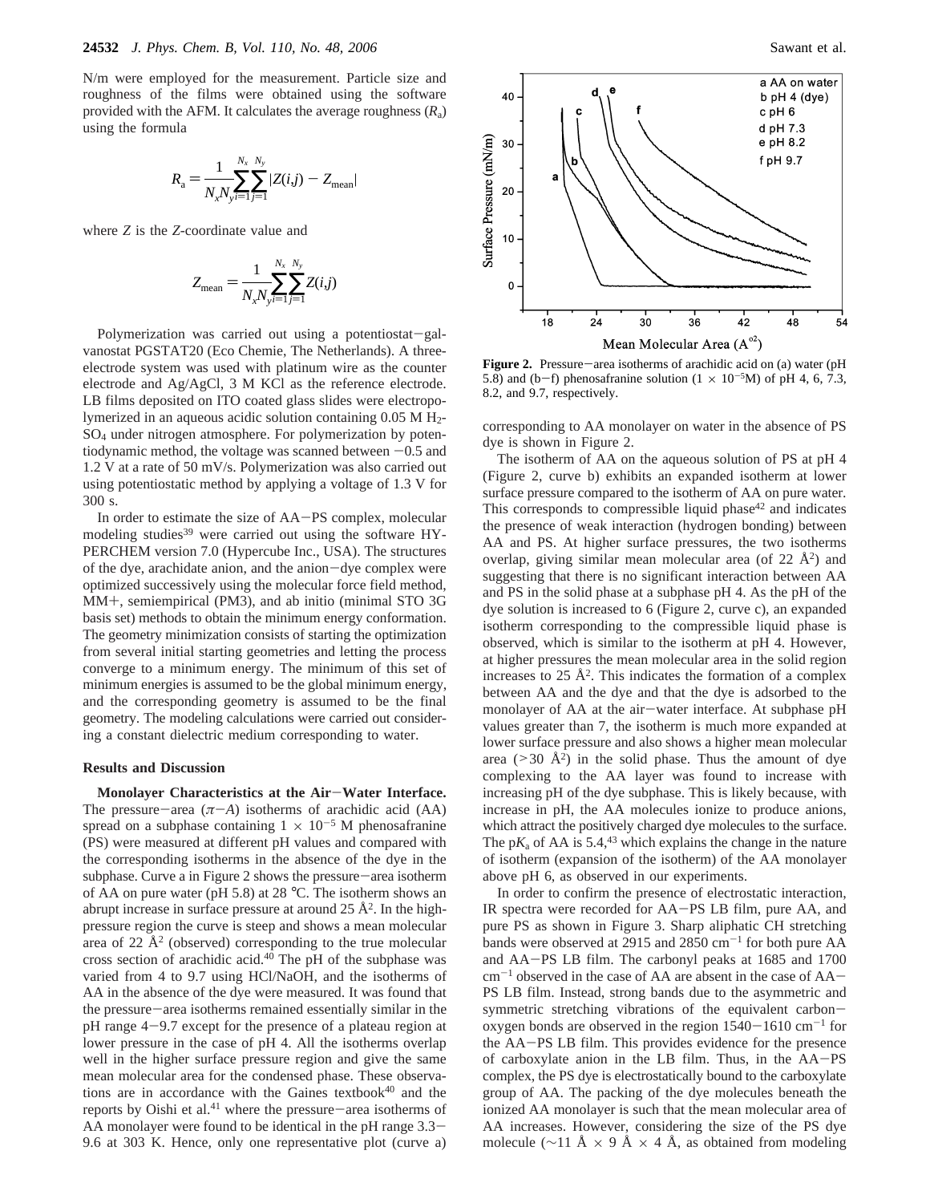N/m were employed for the measurement. Particle size and roughness of the films were obtained using the software provided with the AFM. It calculates the average roughness ($R_a$) using the formula

$$R_a = \frac{1}{N_x N_y}\sum_{i=1}^{N_x}\sum_{j=1}^{N_y}|Z(i,j) - Z_{\text{mean}}|$$

where $Z$ is the $Z$-coordinate value and

$$Z_{\text{mean}} = \frac{1}{N_x N_y}\sum_{i=1}^{N_x}\sum_{j=1}^{N_y}Z(i,j)$$

Polymerization was carried out using a potentiostat−galvanostat PGSTAT20 (Eco Chemie, The Netherlands). A three-electrode system was used with platinum wire as the counter electrode and Ag/AgCl, 3 M KCl as the reference electrode. LB films deposited on ITO coated glass slides were electropolymerized in an aqueous acidic solution containing 0.05 M $H_2SO_4$ under nitrogen atmosphere. For polymerization by potentiodynamic method, the voltage was scanned between −0.5 and 1.2 V at a rate of 50 mV/s. Polymerization was also carried out using potentiostatic method by applying a voltage of 1.3 V for 300 s.

In order to estimate the size of AA−PS complex, molecular modeling studies[39] were carried out using the software HYPERCHEM version 7.0 (Hypercube Inc., USA). The structures of the dye, arachidate anion, and the anion−dye complex were optimized successively using the molecular force field method, MM+, semiempirical (PM3), and ab initio (minimal STO 3G basis set) methods to obtain the minimum energy conformation. The geometry minimization consists of starting the optimization from several initial starting geometries and letting the process converge to a minimum energy. The minimum of this set of minimum energies is assumed to be the global minimum energy, and the corresponding geometry is assumed to be the final geometry. The modeling calculations were carried out considering a constant dielectric medium corresponding to water.

## Results and Discussion

**Monolayer Characteristics at the Air−Water Interface.** The pressure−area ($\pi$−$A$) isotherms of arachidic acid (AA) spread on a subphase containing $1 \times 10^{-5}$ M phenosafranine (PS) were measured at different pH values and compared with the corresponding isotherms in the absence of the dye in the subphase. Curve a in Figure 2 shows the pressure−area isotherm of AA on pure water (pH 5.8) at 28 °C. The isotherm shows an abrupt increase in surface pressure at around 25 Å$^2$. In the high-pressure region the curve is steep and shows a mean molecular area of 22 Å$^2$ (observed) corresponding to the true molecular cross section of arachidic acid.[40] The pH of the subphase was varied from 4 to 9.7 using HCl/NaOH, and the isotherms of AA in the absence of the dye were measured. It was found that the pressure−area isotherms remained essentially similar in the pH range 4−9.7 except for the presence of a plateau region at lower pressure in the case of pH 4. All the isotherms overlap well in the higher surface pressure region and give the same mean molecular area for the condensed phase. These observations are in accordance with the Gaines textbook[40] and the reports by Oishi et al.[41] where the pressure−area isotherms of AA monolayer were found to be identical in the pH range 3.3−9.6 at 303 K. Hence, only one representative plot (curve a) corresponding to AA monolayer on water in the absence of PS dye is shown in Figure 2.

**Figure 2.** Pressure−area isotherms of arachidic acid on (a) water (pH 5.8) and (b−f) phenosafranine solution ($1 \times 10^{-5}$M) of pH 4, 6, 7.3, 8.2, and 9.7, respectively.

The isotherm of AA on the aqueous solution of PS at pH 4 (Figure 2, curve b) exhibits an expanded isotherm at lower surface pressure compared to the isotherm of AA on pure water. This corresponds to compressible liquid phase[42] and indicates the presence of weak interaction (hydrogen bonding) between AA and PS. At higher surface pressures, the two isotherms overlap, giving similar mean molecular area (of 22 Å$^2$) and suggesting that there is no significant interaction between AA and PS in the solid phase at a subphase pH 4. As the pH of the dye solution is increased to 6 (Figure 2, curve c), an expanded isotherm corresponding to the compressible liquid phase is observed, which is similar to the isotherm at pH 4. However, at higher pressures the mean molecular area in the solid region increases to 25 Å$^2$. This indicates the formation of a complex between AA and the dye and that the dye is adsorbed to the monolayer of AA at the air−water interface. At subphase pH values greater than 7, the isotherm is much more expanded at lower surface pressure and also shows a higher mean molecular area (>30 Å$^2$) in the solid phase. Thus the amount of dye complexing to the AA layer was found to increase with increasing pH of the dye subphase. This is likely because, with increase in pH, the AA molecules ionize to produce anions, which attract the positively charged dye molecules to the surface. The p$K_a$ of AA is 5.4,[43] which explains the change in the nature of isotherm (expansion of the isotherm) of the AA monolayer above pH 6, as observed in our experiments.

In order to confirm the presence of electrostatic interaction, IR spectra were recorded for AA−PS LB film, pure AA, and pure PS as shown in Figure 3. Sharp aliphatic CH stretching bands were observed at 2915 and 2850 cm$^{-1}$ for both pure AA and AA−PS LB film. The carbonyl peaks at 1685 and 1700 cm$^{-1}$ observed in the case of AA are absent in the case of AA−PS LB film. Instead, strong bands due to the asymmetric and symmetric stretching vibrations of the equivalent carbon−oxygen bonds are observed in the region 1540−1610 cm$^{-1}$ for the AA−PS LB film. This provides evidence for the presence of carboxylate anion in the LB film. Thus, in the AA−PS complex, the PS dye is electrostatically bound to the carboxylate group of AA. The packing of the dye molecules beneath the ionized AA monolayer is such that the mean molecular area of AA increases. However, considering the size of the PS dye molecule (~11 Å × 9 Å × 4 Å, as obtained from modeling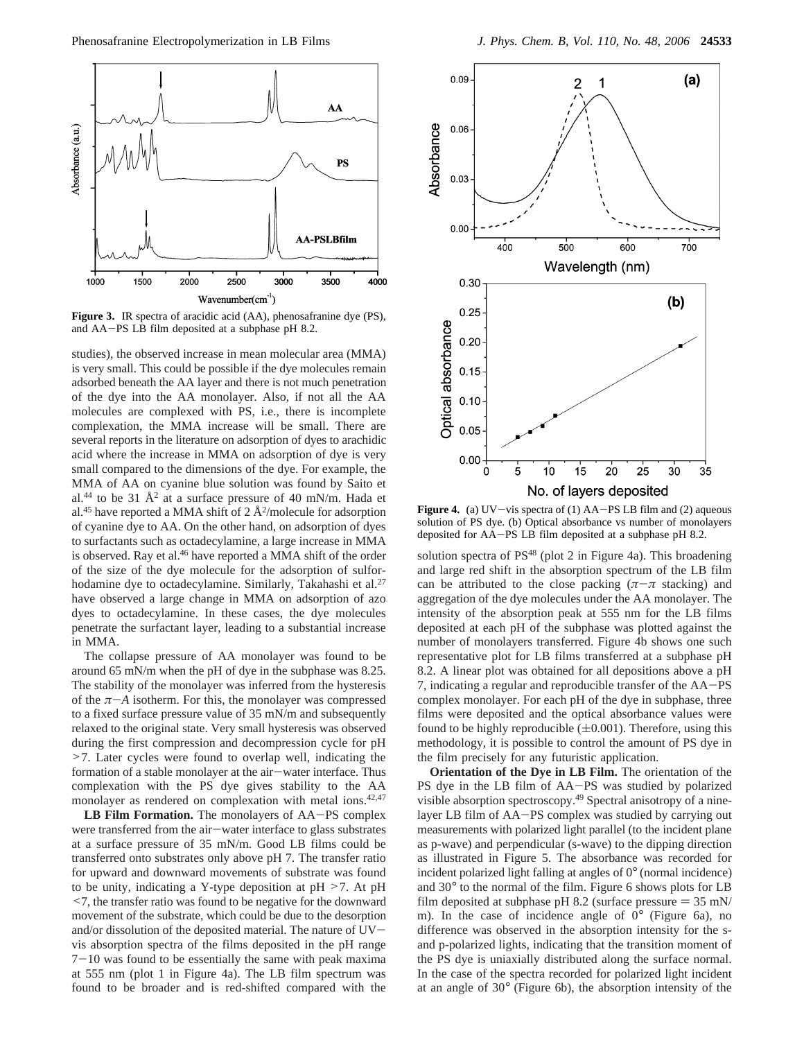**Figure 3.** IR spectra of aracidic acid (AA), phenosafranine dye (PS), and AA−PS LB film deposited at a subphase pH 8.2.

studies), the observed increase in mean molecular area (MMA) is very small. This could be possible if the dye molecules remain adsorbed beneath the AA layer and there is not much penetration of the dye into the AA monolayer. Also, if not all the AA molecules are complexed with PS, i.e., there is incomplete complexation, the MMA increase will be small. There are several reports in the literature on adsorption of dyes to arachidic acid where the increase in MMA on adsorption of dye is very small compared to the dimensions of the dye. For example, the MMA of AA on cyanine blue solution was found by Saito et al.[44] to be 31 Å$^2$ at a surface pressure of 40 mN/m. Hada et al.[45] have reported a MMA shift of 2 Å$^2$/molecule for adsorption of cyanine dye to AA. On the other hand, on adsorption of dyes to surfactants such as octadecylamine, a large increase in MMA is observed. Ray et al.[46] have reported a MMA shift of the order of the size of the dye molecule for the adsorption of sulforhodamine dye to octadecylamine. Similarly, Takahashi et al.[27] have observed a large change in MMA on adsorption of azo dyes to octadecylamine. In these cases, the dye molecules penetrate the surfactant layer, leading to a substantial increase in MMA.

The collapse pressure of AA monolayer was found to be around 65 mN/m when the pH of dye in the subphase was 8.25. The stability of the monolayer was inferred from the hysteresis of the $\pi$−$A$ isotherm. For this, the monolayer was compressed to a fixed surface pressure value of 35 mN/m and subsequently relaxed to the original state. Very small hysteresis was observed during the first compression and decompression cycle for pH >7. Later cycles were found to overlap well, indicating the formation of a stable monolayer at the air−water interface. Thus complexation with the PS dye gives stability to the AA monolayer as rendered on complexation with metal ions.[42,47]

**LB Film Formation.** The monolayers of AA−PS complex were transferred from the air−water interface to glass substrates at a surface pressure of 35 mN/m. Good LB films could be transferred onto substrates only above pH 7. The transfer ratio for upward and downward movements of substrate was found to be unity, indicating a Y-type deposition at pH >7. At pH <7, the transfer ratio was found to be negative for the downward movement of the substrate, which could be due to the desorption and/or dissolution of the deposited material. The nature of UV−vis absorption spectra of the films deposited in the pH range 7−10 was found to be essentially the same with peak maxima at 555 nm (plot 1 in Figure 4a). The LB film spectrum was found to be broader and is red-shifted compared with the solution spectra of PS[48] (plot 2 in Figure 4a). This broadening and large red shift in the absorption spectrum of the LB film can be attributed to the close packing ($\pi$−$\pi$ stacking) and aggregation of the dye molecules under the AA monolayer. The intensity of the absorption peak at 555 nm for the LB films deposited at each pH of the subphase was plotted against the number of monolayers transferred. Figure 4b shows one such representative plot for LB films transferred at a subphase pH 8.2. A linear plot was obtained for all depositions above a pH 7, indicating a regular and reproducible transfer of the AA−PS complex monolayer. For each pH of the dye in subphase, three films were deposited and the optical absorbance values were found to be highly reproducible (±0.001). Therefore, using this methodology, it is possible to control the amount of PS dye in the film precisely for any futuristic application.

**Figure 4.** (a) UV−vis spectra of (1) AA−PS LB film and (2) aqueous solution of PS dye. (b) Optical absorbance vs number of monolayers deposited for AA−PS LB film deposited at a subphase pH 8.2.

**Orientation of the Dye in LB Film.** The orientation of the PS dye in the LB film of AA−PS was studied by polarized visible absorption spectroscopy.[49] Spectral anisotropy of a nine-layer LB film of AA−PS complex was studied by carrying out measurements with polarized light parallel (to the incident plane as p-wave) and perpendicular (s-wave) to the dipping direction as illustrated in Figure 5. The absorbance was recorded for incident polarized light falling at angles of 0° (normal incidence) and 30° to the normal of the film. Figure 6 shows plots for LB film deposited at subphase pH 8.2 (surface pressure = 35 mN/m). In the case of incidence angle of 0° (Figure 6a), no difference was observed in the absorption intensity for the s- and p-polarized lights, indicating that the transition moment of the PS dye is uniaxially distributed along the surface normal. In the case of the spectra recorded for polarized light incident at an angle of 30° (Figure 6b), the absorption intensity of the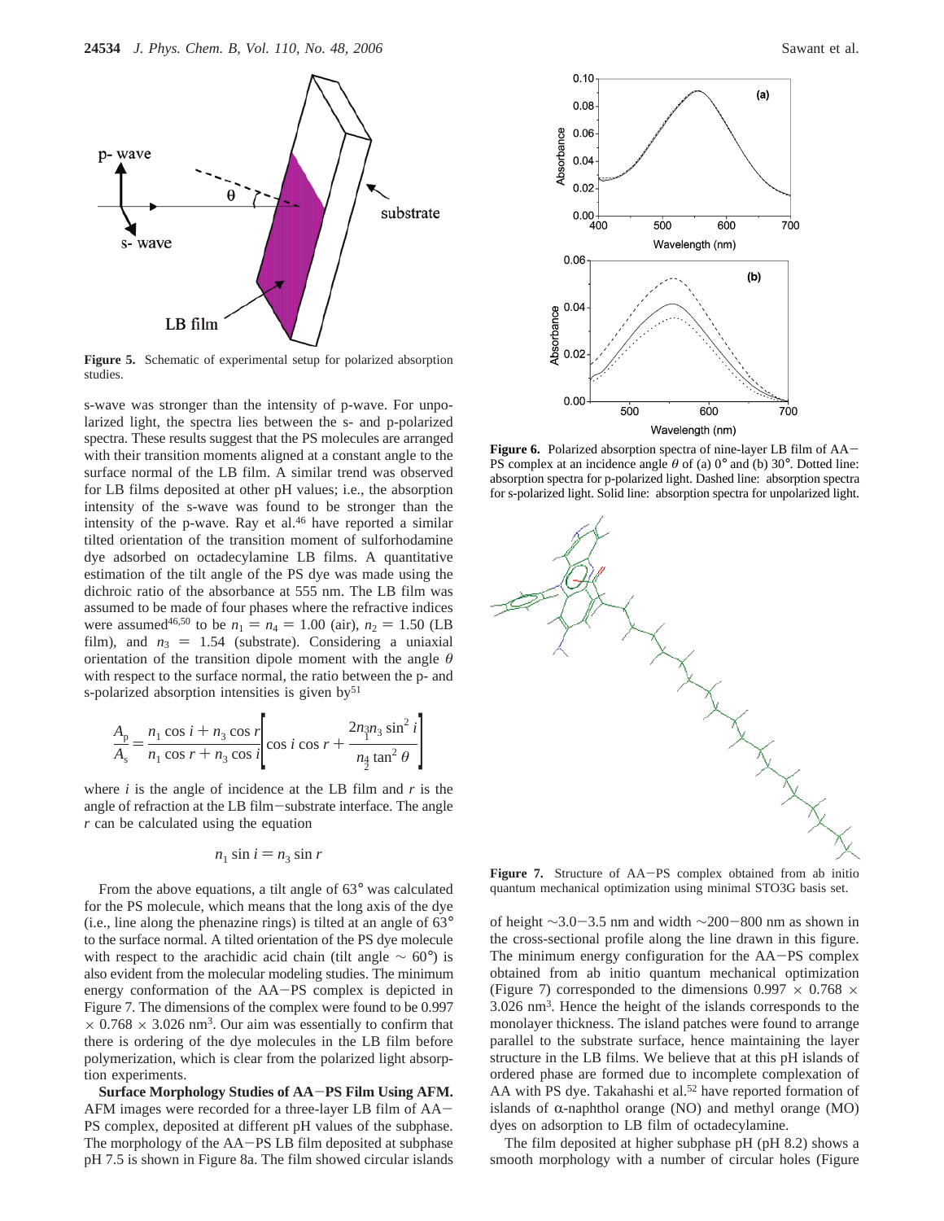**Figure 5.** Schematic of experimental setup for polarized absorption studies.

s-wave was stronger than the intensity of p-wave. For unpolarized light, the spectra lies between the s- and p-polarized spectra. These results suggest that the PS molecules are arranged with their transition moments aligned at a constant angle to the surface normal of the LB film. A similar trend was observed for LB films deposited at other pH values; i.e., the absorption intensity of the s-wave was found to be stronger than the intensity of the p-wave. Ray et al.[46] have reported a similar tilted orientation of the transition moment of sulforhodamine dye adsorbed on octadecylamine LB films. A quantitative estimation of the tilt angle of the PS dye was made using the dichroic ratio of the absorbance at 555 nm. The LB film was assumed to be made of four phases where the refractive indices were assumed[46,50] to be $n_1 = n_4 = 1.00$ (air), $n_2 = 1.50$ (LB film), and $n_3 = 1.54$ (substrate). Considering a uniaxial orientation of the transition dipole moment with the angle $\theta$ with respect to the surface normal, the ratio between the p- and s-polarized absorption intensities is given by[51]

$$\frac{A_p}{A_s} = \frac{n_1 \cos i + n_3 \cos r}{n_1 \cos r + n_3 \cos i}\left[\cos i \cos r + \frac{2 n_1^3 n_3 \sin^2 i}{n_2^4 \tan^2 \theta}\right]$$

where $i$ is the angle of incidence at the LB film and $r$ is the angle of refraction at the LB film−substrate interface. The angle $r$ can be calculated using the equation

$$n_1 \sin i = n_3 \sin r$$

From the above equations, a tilt angle of 63° was calculated for the PS molecule, which means that the long axis of the dye (i.e., line along the phenazine rings) is tilted at an angle of 63° to the surface normal. A tilted orientation of the PS dye molecule with respect to the arachidic acid chain (tilt angle ~ 60°) is also evident from the molecular modeling studies. The minimum energy conformation of the AA−PS complex is depicted in Figure 7. The dimensions of the complex were found to be 0.997 × 0.768 × 3.026 $nm^3$. Our aim was essentially to confirm that there is ordering of the dye molecules in the LB film before polymerization, which is clear from the polarized light absorption experiments.

**Surface Morphology Studies of AA−PS Film Using AFM.** AFM images were recorded for a three-layer LB film of AA−PS complex, deposited at different pH values of the subphase. The morphology of the AA−PS LB film deposited at subphase pH 7.5 is shown in Figure 8a. The film showed circular islands of height ~3.0−3.5 nm and width ~200−800 nm as shown in the cross-sectional profile along the line drawn in this figure. The minimum energy configuration for the AA−PS complex obtained from ab initio quantum mechanical optimization (Figure 7) corresponded to the dimensions 0.997 × 0.768 × 3.026 $nm^3$. Hence the height of the islands corresponds to the monolayer thickness. The island patches were found to arrange parallel to the substrate surface, hence maintaining the layer structure in the LB films. We believe that at this pH islands of ordered phase are formed due to incomplete complexation of AA with PS dye. Takahashi et al.[52] have reported formation of islands of α-naphthol orange (NO) and methyl orange (MO) dyes on adsorption to LB film of octadecylamine.

The film deposited at higher subphase pH (pH 8.2) shows a smooth morphology with a number of circular holes (Figure

**Figure 6.** Polarized absorption spectra of nine-layer LB film of AA−PS complex at an incidence angle $\theta$ of (a) 0° and (b) 30°. Dotted line: absorption spectra for p-polarized light. Dashed line: absorption spectra for s-polarized light. Solid line: absorption spectra for unpolarized light.

**Figure 7.** Structure of AA−PS complex obtained from ab initio quantum mechanical optimization using minimal STO3G basis set.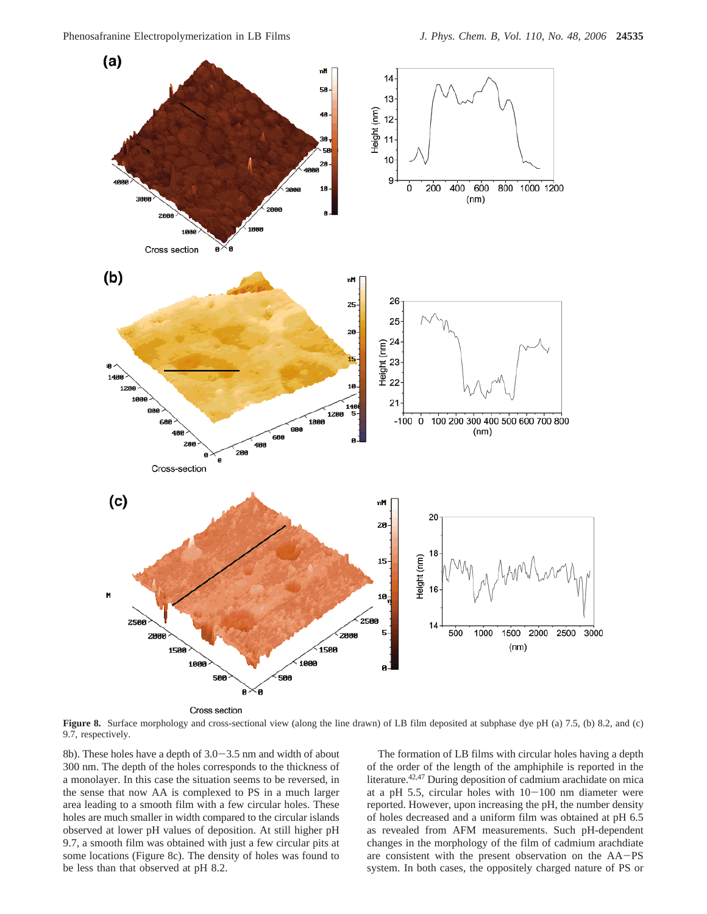**Figure 8.** Surface morphology and cross-sectional view (along the line drawn) of LB film deposited at subphase dye pH (a) 7.5, (b) 8.2, and (c) 9.7, respectively.

8b). These holes have a depth of 3.0−3.5 nm and width of about 300 nm. The depth of the holes corresponds to the thickness of a monolayer. In this case the situation seems to be reversed, in the sense that now AA is complexed to PS in a much larger area leading to a smooth film with a few circular holes. These holes are much smaller in width compared to the circular islands observed at lower pH values of deposition. At still higher pH 9.7, a smooth film was obtained with just a few circular pits at some locations (Figure 8c). The density of holes was found to be less than that observed at pH 8.2.

The formation of LB films with circular holes having a depth of the order of the length of the amphiphile is reported in the literature.[42,47] During deposition of cadmium arachidate on mica at a pH 5.5, circular holes with 10−100 nm diameter were reported. However, upon increasing the pH, the number density of holes decreased and a uniform film was obtained at pH 6.5 as revealed from AFM measurements. Such pH-dependent changes in the morphology of the film of cadmium arachdiate are consistent with the present observation on the AA−PS system. In both cases, the oppositely charged nature of PS or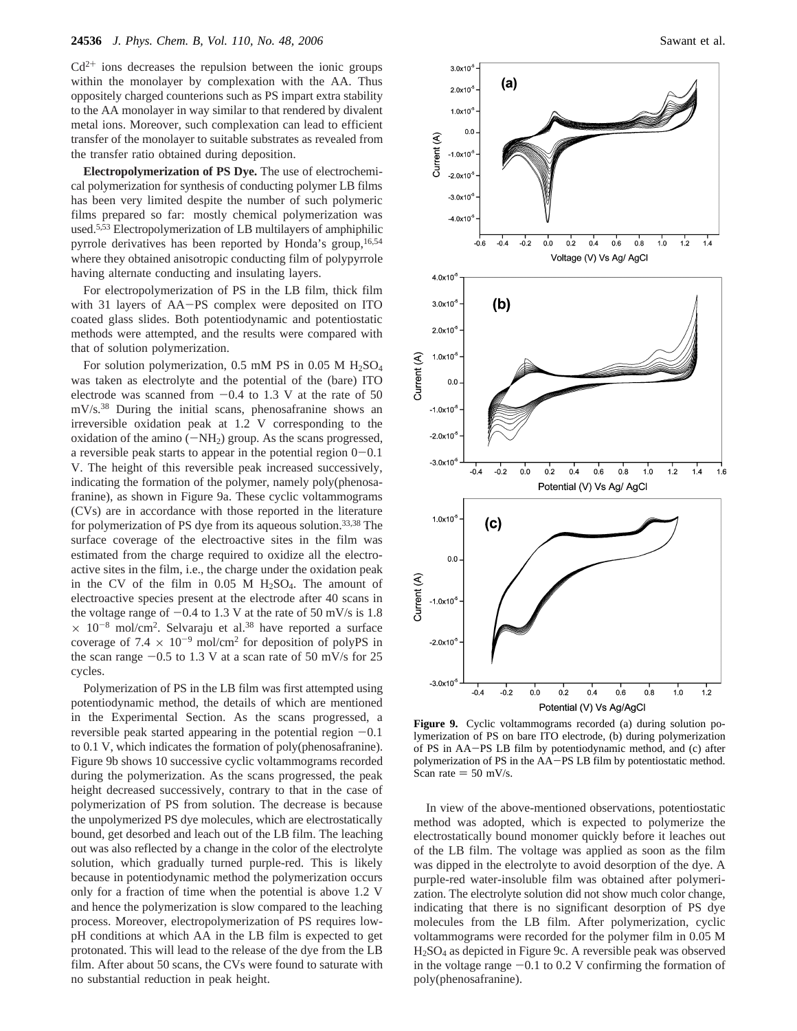$Cd^{2+}$ ions decreases the repulsion between the ionic groups within the monolayer by complexation with the AA. Thus oppositely charged counterions such as PS impart extra stability to the AA monolayer in way similar to that rendered by divalent metal ions. Moreover, such complexation can lead to efficient transfer of the monolayer to suitable substrates as revealed from the transfer ratio obtained during deposition.

**Electropolymerization of PS Dye.** The use of electrochemical polymerization for synthesis of conducting polymer LB films has been very limited despite the number of such polymeric films prepared so far: mostly chemical polymerization was used.[5,53] Electropolymerization of LB multilayers of amphiphilic pyrrole derivatives has been reported by Honda's group,[16,54] where they obtained anisotropic conducting film of polypyrrole having alternate conducting and insulating layers.

For electropolymerization of PS in the LB film, thick film with 31 layers of AA−PS complex were deposited on ITO coated glass slides. Both potentiodynamic and potentiostatic methods were attempted, and the results were compared with that of solution polymerization.

For solution polymerization, 0.5 mM PS in 0.05 M $H_2SO_4$ was taken as electrolyte and the potential of the (bare) ITO electrode was scanned from −0.4 to 1.3 V at the rate of 50 mV/s.[38] During the initial scans, phenosafranine shows an irreversible oxidation peak at 1.2 V corresponding to the oxidation of the amino ($-NH_2$) group. As the scans progressed, a reversible peak starts to appear in the potential region 0−0.1 V. The height of this reversible peak increased successively, indicating the formation of the polymer, namely poly(phenosafranine), as shown in Figure 9a. These cyclic voltammograms (CVs) are in accordance with those reported in the literature for polymerization of PS dye from its aqueous solution.[33,38] The surface coverage of the electroactive sites in the film was estimated from the charge required to oxidize all the electroactive sites in the film, i.e., the charge under the oxidation peak in the CV of the film in 0.05 M $H_2SO_4$. The amount of electroactive species present at the electrode after 40 scans in the voltage range of −0.4 to 1.3 V at the rate of 50 mV/s is $1.8 \times 10^{-8}$ mol/cm$^2$. Selvaraju et al.[38] have reported a surface coverage of $7.4 \times 10^{-9}$ mol/cm$^2$ for deposition of polyPS in the scan range −0.5 to 1.3 V at a scan rate of 50 mV/s for 25 cycles.

Polymerization of PS in the LB film was first attempted using potentiodynamic method, the details of which are mentioned in the Experimental Section. As the scans progressed, a reversible peak started appearing in the potential region −0.1 to 0.1 V, which indicates the formation of poly(phenosafranine). Figure 9b shows 10 successive cyclic voltammograms recorded during the polymerization. As the scans progressed, the peak height decreased successively, contrary to that in the case of polymerization of PS from solution. The decrease is because the unpolymerized PS dye molecules, which are electrostatically bound, get desorbed and leach out of the LB film. The leaching out was also reflected by a change in the color of the electrolyte solution, which gradually turned purple-red. This is likely because in potentiodynamic method the polymerization occurs only for a fraction of time when the potential is above 1.2 V and hence the polymerization is slow compared to the leaching process. Moreover, electropolymerization of PS requires low-pH conditions at which AA in the LB film is expected to get protonated. This will lead to the release of the dye from the LB film. After about 50 scans, the CVs were found to saturate with no substantial reduction in peak height.

**Figure 9.** Cyclic voltammograms recorded (a) during solution polymerization of PS on bare ITO electrode, (b) during polymerization of PS in AA−PS LB film by potentiodynamic method, and (c) after polymerization of PS in the AA−PS LB film by potentiostatic method. Scan rate = 50 mV/s.

In view of the above-mentioned observations, potentiostatic method was adopted, which is expected to polymerize the electrostatically bound monomer quickly before it leaches out of the LB film. The voltage was applied as soon as the film was dipped in the electrolyte to avoid desorption of the dye. A purple-red water-insoluble film was obtained after polymerization. The electrolyte solution did not show much color change, indicating that there is no significant desorption of PS dye molecules from the LB film. After polymerization, cyclic voltammograms were recorded for the polymer film in 0.05 M $H_2SO_4$ as depicted in Figure 9c. A reversible peak was observed in the voltage range −0.1 to 0.2 V confirming the formation of poly(phenosafranine).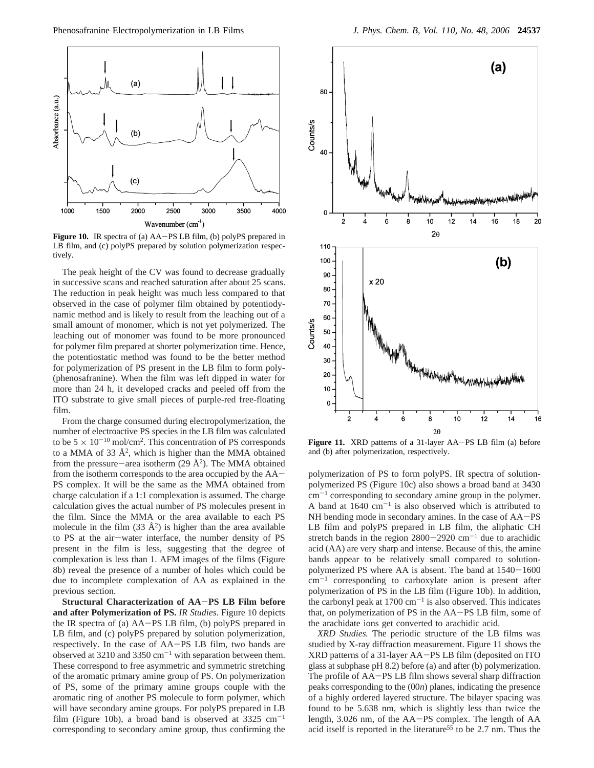**Figure 10.** IR spectra of (a) AA−PS LB film, (b) polyPS prepared in LB film, and (c) polyPS prepared by solution polymerization respectively.

The peak height of the CV was found to decrease gradually in successive scans and reached saturation after about 25 scans. The reduction in peak height was much less compared to that observed in the case of polymer film obtained by potentiodynamic method and is likely to result from the leaching out of a small amount of monomer, which is not yet polymerized. The leaching out of monomer was found to be more pronounced for polymer film prepared at shorter polymerization time. Hence, the potentiostatic method was found to be the better method for polymerization of PS present in the LB film to form poly(phenosafranine). When the film was left dipped in water for more than 24 h, it developed cracks and peeled off from the ITO substrate to give small pieces of purple-red free-floating film.

From the charge consumed during electropolymerization, the number of electroactive PS species in the LB film was calculated to be $5 \times 10^{-10}$ mol/cm$^2$. This concentration of PS corresponds to a MMA of 33 Å$^2$, which is higher than the MMA obtained from the pressure−area isotherm (29 Å$^2$). The MMA obtained from the isotherm corresponds to the area occupied by the AA−PS complex. It will be the same as the MMA obtained from charge calculation if a 1:1 complexation is assumed. The charge calculation gives the actual number of PS molecules present in the film. Since the MMA or the area available to each PS molecule in the film (33 Å$^2$) is higher than the area available to PS at the air−water interface, the number density of PS present in the film is less, suggesting that the degree of complexation is less than 1. AFM images of the films (Figure 8b) reveal the presence of a number of holes which could be due to incomplete complexation of AA as explained in the previous section.

**Structural Characterization of AA−PS LB Film before and after Polymerization of PS.** *IR Studies.* Figure 10 depicts the IR spectra of (a) AA−PS LB film, (b) polyPS prepared in LB film, and (c) polyPS prepared by solution polymerization, respectively. In the case of AA−PS LB film, two bands are observed at 3210 and 3350 cm$^{-1}$ with separation between them. These correspond to free asymmetric and symmetric stretching of the aromatic primary amine group of PS. On polymerization of PS, some of the primary amine groups couple with the aromatic ring of another PS molecule to form polymer, which will have secondary amine groups. For polyPS prepared in LB film (Figure 10b), a broad band is observed at 3325 cm$^{-1}$ corresponding to secondary amine group, thus confirming the polymerization of PS to form polyPS. IR spectra of solution-polymerized PS (Figure 10c) also shows a broad band at 3430 cm$^{-1}$ corresponding to secondary amine group in the polymer. A band at 1640 cm$^{-1}$ is also observed which is attributed to NH bending mode in secondary amines. In the case of AA−PS LB film and polyPS prepared in LB film, the aliphatic CH stretch bands in the region 2800−2920 cm$^{-1}$ due to arachidic acid (AA) are very sharp and intense. Because of this, the amine bands appear to be relatively small compared to solution-polymerized PS where AA is absent. The band at 1540−1600 cm$^{-1}$ corresponding to carboxylate anion is present after polymerization of PS in the LB film (Figure 10b). In addition, the carbonyl peak at 1700 cm$^{-1}$ is also observed. This indicates that, on polymerization of PS in the AA−PS LB film, some of the arachidate ions get converted to arachidic acid.

**Figure 11.** XRD patterns of a 31-layer AA−PS LB film (a) before and (b) after polymerization, respectively.

*XRD Studies.* The periodic structure of the LB films was studied by X-ray diffraction measurement. Figure 11 shows the XRD patterns of a 31-layer AA−PS LB film (deposited on ITO glass at subphase pH 8.2) before (a) and after (b) polymerization. The profile of AA−PS LB film shows several sharp diffraction peaks corresponding to the (00*n*) planes, indicating the presence of a highly ordered layered structure. The bilayer spacing was found to be 5.638 nm, which is slightly less than twice the length, 3.026 nm, of the AA−PS complex. The length of AA acid itself is reported in the literature[55] to be 2.7 nm. Thus the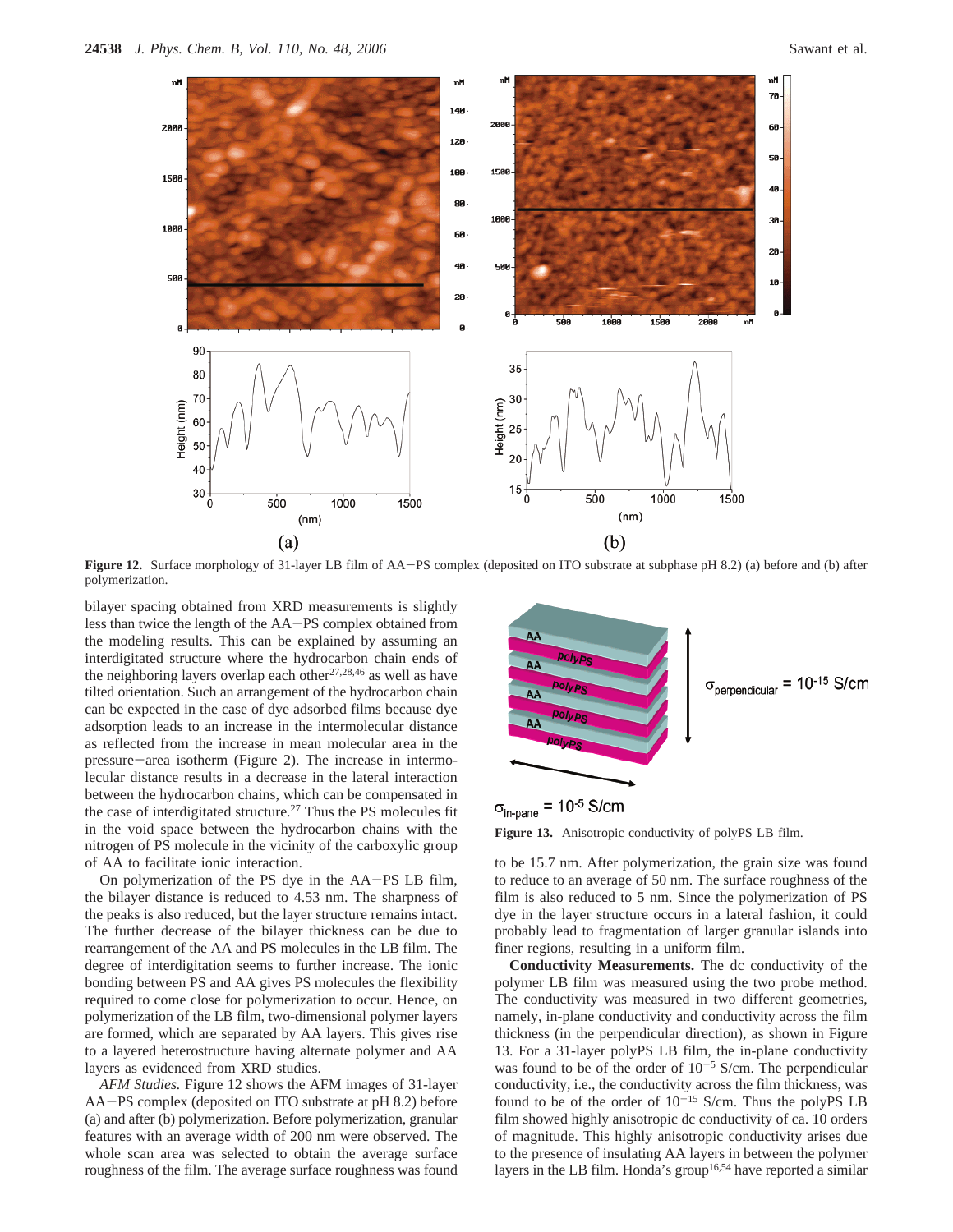**Figure 12.** Surface morphology of 31-layer LB film of AA−PS complex (deposited on ITO substrate at subphase pH 8.2) (a) before and (b) after polymerization.

bilayer spacing obtained from XRD measurements is slightly less than twice the length of the AA−PS complex obtained from the modeling results. This can be explained by assuming an interdigitated structure where the hydrocarbon chain ends of the neighboring layers overlap each other[27,28,46] as well as have tilted orientation. Such an arrangement of the hydrocarbon chain can be expected in the case of dye adsorbed films because dye adsorption leads to an increase in the intermolecular distance as reflected from the increase in mean molecular area in the pressure−area isotherm (Figure 2). The increase in intermolecular distance results in a decrease in the lateral interaction between the hydrocarbon chains, which can be compensated in the case of interdigitated structure.[27] Thus the PS molecules fit in the void space between the hydrocarbon chains with the nitrogen of PS molecule in the vicinity of the carboxylic group of AA to facilitate ionic interaction.

On polymerization of the PS dye in the AA−PS LB film, the bilayer distance is reduced to 4.53 nm. The sharpness of the peaks is also reduced, but the layer structure remains intact. The further decrease of the bilayer thickness can be due to rearrangement of the AA and PS molecules in the LB film. The degree of interdigitation seems to further increase. The ionic bonding between PS and AA gives PS molecules the flexibility required to come close for polymerization to occur. Hence, on polymerization of the LB film, two-dimensional polymer layers are formed, which are separated by AA layers. This gives rise to a layered heterostructure having alternate polymer and AA layers as evidenced from XRD studies.

*AFM Studies.* Figure 12 shows the AFM images of 31-layer AA−PS complex (deposited on ITO substrate at pH 8.2) before (a) and after (b) polymerization. Before polymerization, granular features with an average width of 200 nm were observed. The whole scan area was selected to obtain the average surface roughness of the film. The average surface roughness was found to be 15.7 nm. After polymerization, the grain size was found to reduce to an average of 50 nm. The surface roughness of the film is also reduced to 5 nm. Since the polymerization of PS dye in the layer structure occurs in a lateral fashion, it could probably lead to fragmentation of larger granular islands into finer regions, resulting in a uniform film.

**Figure 13.** Anisotropic conductivity of polyPS LB film.

**Conductivity Measurements.** The dc conductivity of the polymer LB film was measured using the two probe method. The conductivity was measured in two different geometries, namely, in-plane conductivity and conductivity across the film thickness (in the perpendicular direction), as shown in Figure 13. For a 31-layer polyPS LB film, the in-plane conductivity was found to be of the order of $10^{-5}$ S/cm. The perpendicular conductivity, i.e., the conductivity across the film thickness, was found to be of the order of $10^{-15}$ S/cm. Thus the polyPS LB film showed highly anisotropic dc conductivity of ca. 10 orders of magnitude. This highly anisotropic conductivity arises due to the presence of insulating AA layers in between the polymer layers in the LB film. Honda's group[16,54] have reported a similar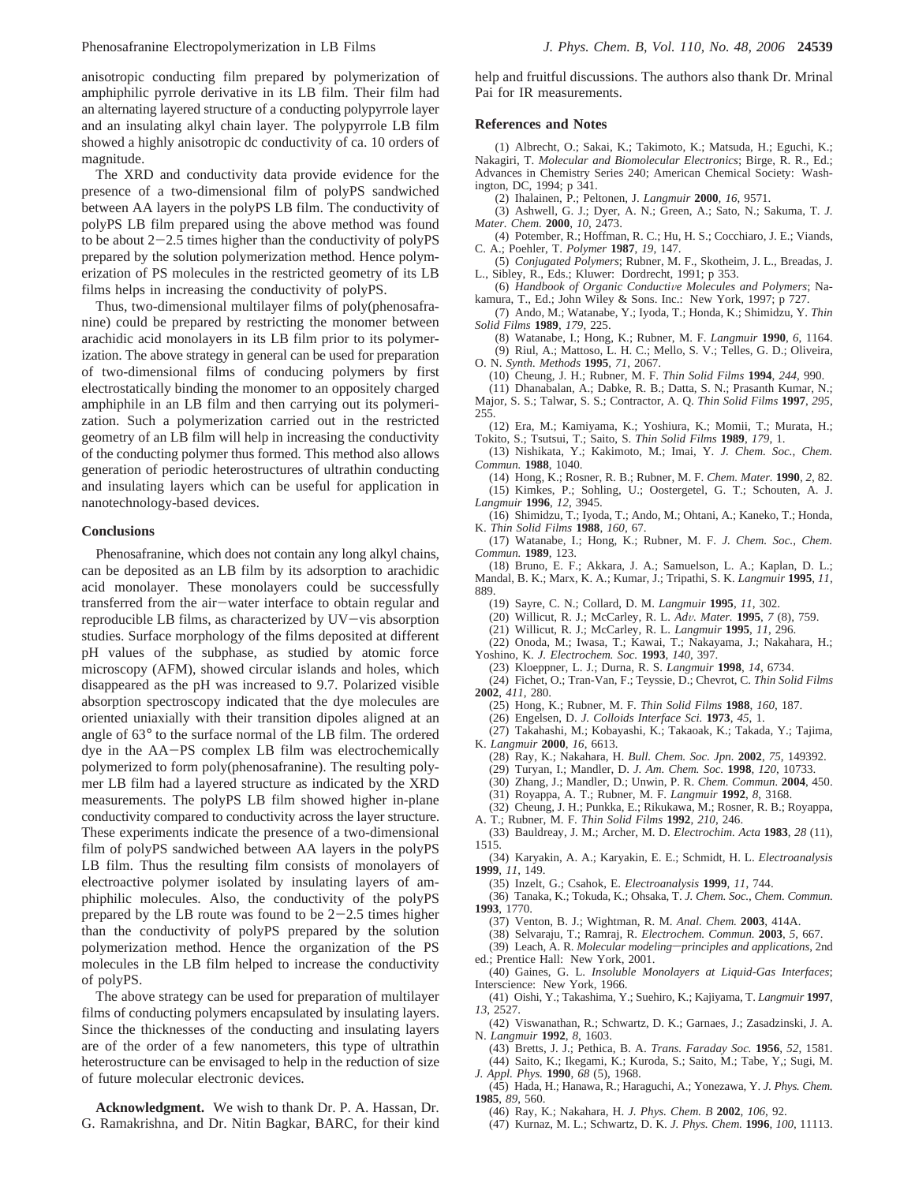anisotropic conducting film prepared by polymerization of amphiphilic pyrrole derivative in its LB film. Their film had an alternating layered structure of a conducting polypyrrole layer and an insulating alkyl chain layer. The polypyrrole LB film showed a highly anisotropic dc conductivity of ca. 10 orders of magnitude.

The XRD and conductivity data provide evidence for the presence of a two-dimensional film of polyPS sandwiched between AA layers in the polyPS LB film. The conductivity of polyPS LB film prepared using the above method was found to be about 2−2.5 times higher than the conductivity of polyPS prepared by the solution polymerization method. Hence polymerization of PS molecules in the restricted geometry of its LB films helps in increasing the conductivity of polyPS.

Thus, two-dimensional multilayer films of poly(phenosafranine) could be prepared by restricting the monomer between arachidic acid monolayers in its LB film prior to its polymerization. The above strategy in general can be used for preparation of two-dimensional films of conducing polymers by first electrostatically binding the monomer to an oppositely charged amphiphile in an LB film and then carrying out its polymerization. Such a polymerization carried out in the restricted geometry of an LB film will help in increasing the conductivity of the conducting polymer thus formed. This method also allows generation of periodic heterostructures of ultrathin conducting and insulating layers which can be useful for application in nanotechnology-based devices.

## Conclusions

Phenosafranine, which does not contain any long alkyl chains, can be deposited as an LB film by its adsorption to arachidic acid monolayer. These monolayers could be successfully transferred from the air−water interface to obtain regular and reproducible LB films, as characterized by UV−vis absorption studies. Surface morphology of the films deposited at different pH values of the subphase, as studied by atomic force microscopy (AFM), showed circular islands and holes, which disappeared as the pH was increased to 9.7. Polarized visible absorption spectroscopy indicated that the dye molecules are oriented uniaxially with their transition dipoles aligned at an angle of 63° to the surface normal of the LB film. The ordered dye in the AA−PS complex LB film was electrochemically polymerized to form poly(phenosafranine). The resulting polymer LB film had a layered structure as indicated by the XRD measurements. The polyPS LB film showed higher in-plane conductivity compared to conductivity across the layer structure. These experiments indicate the presence of a two-dimensional film of polyPS sandwiched between AA layers in the polyPS LB film. Thus the resulting film consists of monolayers of electroactive polymer isolated by insulating layers of amphiphilic molecules. Also, the conductivity of the polyPS prepared by the LB route was found to be 2−2.5 times higher than the conductivity of polyPS prepared by the solution polymerization method. Hence the organization of the PS molecules in the LB film helped to increase the conductivity of polyPS.

The above strategy can be used for preparation of multilayer films of conducting polymers encapsulated by insulating layers. Since the thicknesses of the conducting and insulating layers are of the order of a few nanometers, this type of ultrathin heterostructure can be envisaged to help in the reduction of size of future molecular electronic devices.

**Acknowledgment.** We wish to thank Dr. P. A. Hassan, Dr. G. Ramakrishna, and Dr. Nitin Bagkar, BARC, for their kind help and fruitful discussions. The authors also thank Dr. Mrinal Pai for IR measurements.

## References and Notes

(1) Albrecht, O.; Sakai, K.; Takimoto, K.; Matsuda, H.; Eguchi, K.; Nakagiri, T. *Molecular and Biomolecular Electronics*; Birge, R. R., Ed.; Advances in Chemistry Series 240; American Chemical Society: Washington, DC, 1994; p 341.

(2) Ihalainen, P.; Peltonen, J. *Langmuir* **2000**, *16*, 9571.

(3) Ashwell, G. J.; Dyer, A. N.; Green, A.; Sato, N.; Sakuma, T. *J. Mater. Chem.* **2000**, *10*, 2473.

(4) Potember, R.; Hoffman, R. C.; Hu, H. S.; Cocchiaro, J. E.; Viands, C. A.; Poehler, T. *Polymer* **1987**, *19*, 147.

(5) *Conjugated Polymers*; Rubner, M. F., Skotheim, J. L., Breadas, J. L., Sibley, R., Eds.; Kluwer: Dordrecht, 1991; p 353.

(6) *Handbook of Organic Conductive Molecules and Polymers*; Nakamura, T., Ed.; John Wiley & Sons. Inc.: New York, 1997; p 727.

(7) Ando, M.; Watanabe, Y.; Iyoda, T.; Honda, K.; Shimidzu, Y. *Thin Solid Films* **1989**, *179*, 225.

(8) Watanabe, I.; Hong, K.; Rubner, M. F. *Langmuir* **1990**, *6*, 1164.

(9) Riul, A.; Mattoso, L. H. C.; Mello, S. V.; Telles, G. D.; Oliveira, O. N. *Synth. Methods* **1995**, *71*, 2067.

(10) Cheung, J. H.; Rubner, M. F. *Thin Solid Films* **1994**, *244*, 990.

(11) Dhanabalan, A.; Dabke, R. B.; Datta, S. N.; Prasanth Kumar, N.; Major, S. S.; Talwar, S. S.; Contractor, A. Q. *Thin Solid Films* **1997**, *295*, 255.

(12) Era, M.; Kamiyama, K.; Yoshiura, K.; Momii, T.; Murata, H.; Tokito, S.; Tsutsui, T.; Saito, S. *Thin Solid Films* **1989**, *179*, 1.

(13) Nishikata, Y.; Kakimoto, M.; Imai, Y. *J. Chem. Soc., Chem. Commun.* **1988**, 1040.

(14) Hong, K.; Rosner, R. B.; Rubner, M. F. *Chem. Mater.* **1990**, *2*, 82.

(15) Kimkes, P.; Sohling, U.; Oostergetel, G. T.; Schouten, A. J. *Langmuir* **1996**, *12*, 3945.

(16) Shimidzu, T.; Iyoda, T.; Ando, M.; Ohtani, A.; Kaneko, T.; Honda, K. *Thin Solid Films* **1988**, *160*, 67.

(17) Watanabe, I.; Hong, K.; Rubner, M. F. *J. Chem. Soc., Chem. Commun.* **1989**, 123.

(18) Bruno, E. F.; Akkara, J. A.; Samuelson, L. A.; Kaplan, D. L.; Mandal, B. K.; Marx, K. A.; Kumar, J.; Tripathi, S. K. *Langmuir* **1995**, *11*, 889.

(19) Sayre, C. N.; Collard, D. M. *Langmuir* **1995**, *11*, 302.

(20) Willicut, R. J.; McCarley, R. L. *Adv. Mater.* **1995**, *7* (8), 759.

(21) Willicut, R. J.; McCarley, R. L. *Langmuir* **1995**, *11*, 296.

(22) Onoda, M.; Iwasa, T.; Kawai, T.; Nakayama, J.; Nakahara, H.; Yoshino, K. *J. Electrochem. Soc.* **1993**, *140*, 397.

(23) Kloeppner, L. J.; Durna, R. S. *Langmuir* **1998**, *14*, 6734.

(24) Fichet, O.; Tran-Van, F.; Teyssie, D.; Chevrot, C. *Thin Solid Films* **2002**, *411*, 280.

(25) Hong, K.; Rubner, M. F. *Thin Solid Films* **1988**, *160*, 187.

(26) Engelsen, D. *J. Colloids Interface Sci.* **1973**, *45*, 1.

(27) Takahashi, M.; Kobayashi, K.; Takaoak, K.; Takada, Y.; Tajima, K. *Langmuir* **2000**, *16*, 6613.

(28) Ray, K.; Nakahara, H. *Bull. Chem. Soc. Jpn.* **2002**, *75*, 149392.

(29) Turyan, I.; Mandler, D. *J. Am. Chem. Soc.* **1998**, *120*, 10733.

(30) Zhang, J.; Mandler, D.; Unwin, P. R. *Chem. Commun.* **2004**, 450.

(31) Royappa, A. T.; Rubner, M. F. *Langmuir* **1992**, *8*, 3168.

(32) Cheung, J. H.; Punkka, E.; Rikukawa, M.; Rosner, R. B.; Royappa, A. T.; Rubner, M. F. *Thin Solid Films* **1992**, *210*, 246.

(33) Bauldreay, J. M.; Archer, M. D. *Electrochim. Acta* **1983**, *28* (11), 1515.

(34) Karyakin, A. A.; Karyakin, E. E.; Schmidt, H. L. *Electroanalysis* **1999**, *11*, 149.

(35) Inzelt, G.; Csahok, E. *Electroanalysis* **1999**, *11*, 744.

(36) Tanaka, K.; Tokuda, K.; Ohsaka, T. *J. Chem. Soc., Chem. Commun.* **1993**, 1770.

(37) Venton, B. J.; Wightman, R. M. *Anal. Chem.* **2003**, 414A.

(38) Selvaraju, T.; Ramraj, R. *Electrochem. Commun.* **2003**, *5*, 667.

(39) Leach, A. R. *Molecular modeling—principles and applications*, 2nd ed.; Prentice Hall: New York, 2001.

(40) Gaines, G. L. *Insoluble Monolayers at Liquid-Gas Interfaces*; Interscience: New York, 1966.

(41) Oishi, Y.; Takashima, Y.; Suehiro, K.; Kajiyama, T. *Langmuir* **1997**, *13*, 2527.

(42) Viswanathan, R.; Schwartz, D. K.; Garnaes, J.; Zasadzinski, J. A. N. *Langmuir* **1992**, *8*, 1603.

(43) Bretts, J. J.; Pethica, B. A. *Trans. Faraday Soc.* **1956**, *52*, 1581.

(44) Saito, K.; Ikegami, K.; Kuroda, S.; Saito, M.; Tabe, Y.; Sugi, M. *J. Appl. Phys.* **1990**, *68* (5), 1968.

(45) Hada, H.; Hanawa, R.; Haraguchi, A.; Yonezawa, Y. *J. Phys. Chem.* **1985**, *89*, 560.

(46) Ray, K.; Nakahara, H. *J. Phys. Chem. B* **2002**, *106*, 92.

(47) Kurnaz, M. L.; Schwartz, D. K. *J. Phys. Chem.* **1996**, *100*, 11113.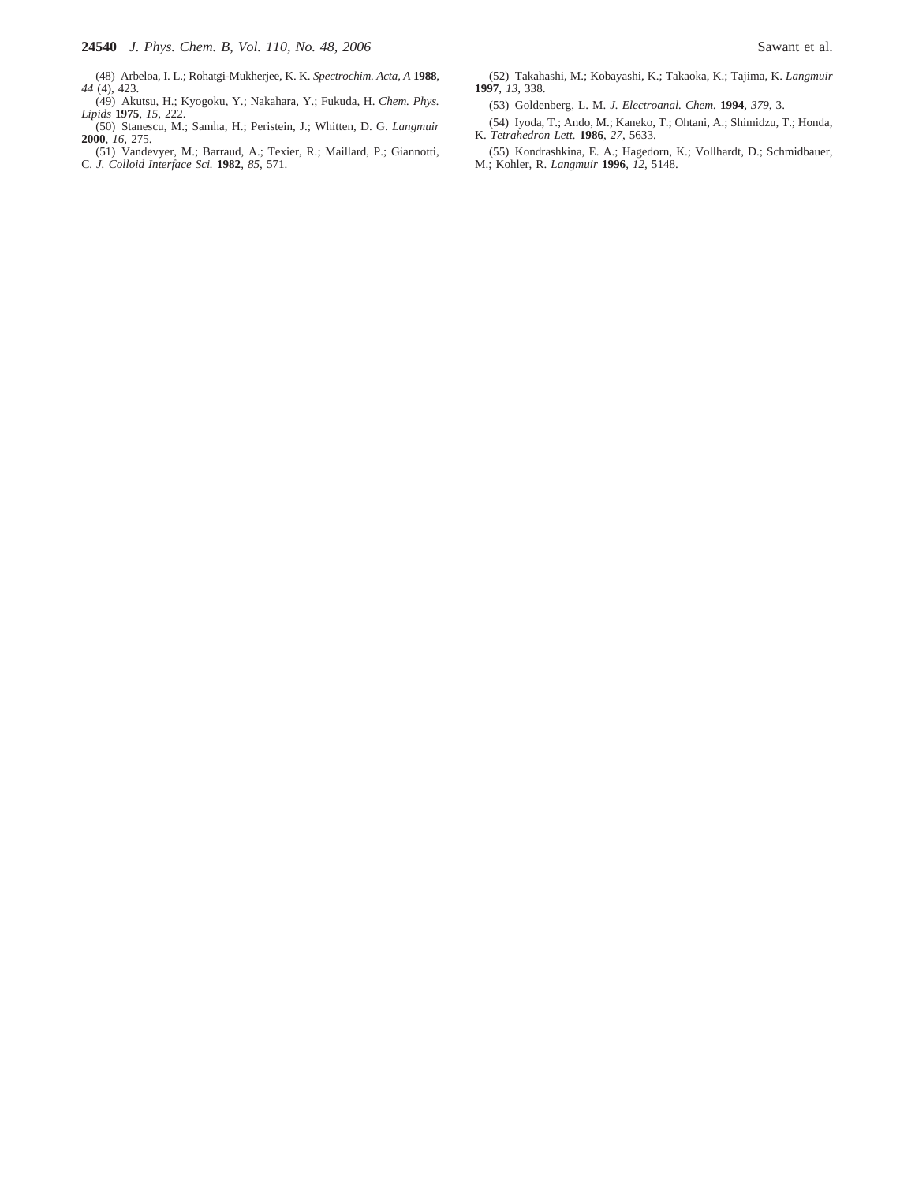(48) Arbeloa, I. L.; Rohatgi-Mukherjee, K. K. *Spectrochim. Acta, A* **1988**, *44* (4), 423.

(49) Akutsu, H.; Kyogoku, Y.; Nakahara, Y.; Fukuda, H. *Chem. Phys. Lipids* **1975**, *15*, 222.

(50) Stanescu, M.; Samha, H.; Peristein, J.; Whitten, D. G. *Langmuir* **2000**, *16*, 275.

(51) Vandevyer, M.; Barraud, A.; Texier, R.; Maillard, P.; Giannotti, C. *J. Colloid Interface Sci.* **1982**, *85*, 571.

(52) Takahashi, M.; Kobayashi, K.; Takaoka, K.; Tajima, K. *Langmuir* **1997**, *13*, 338.

(53) Goldenberg, L. M. *J. Electroanal. Chem.* **1994**, *379*, 3.

(54) Iyoda, T.; Ando, M.; Kaneko, T.; Ohtani, A.; Shimidzu, T.; Honda, K. *Tetrahedron Lett.* **1986**, *27*, 5633.

(55) Kondrashkina, E. A.; Hagedorn, K.; Vollhardt, D.; Schmidbauer, M.; Kohler, R. *Langmuir* **1996**, *12*, 5148.